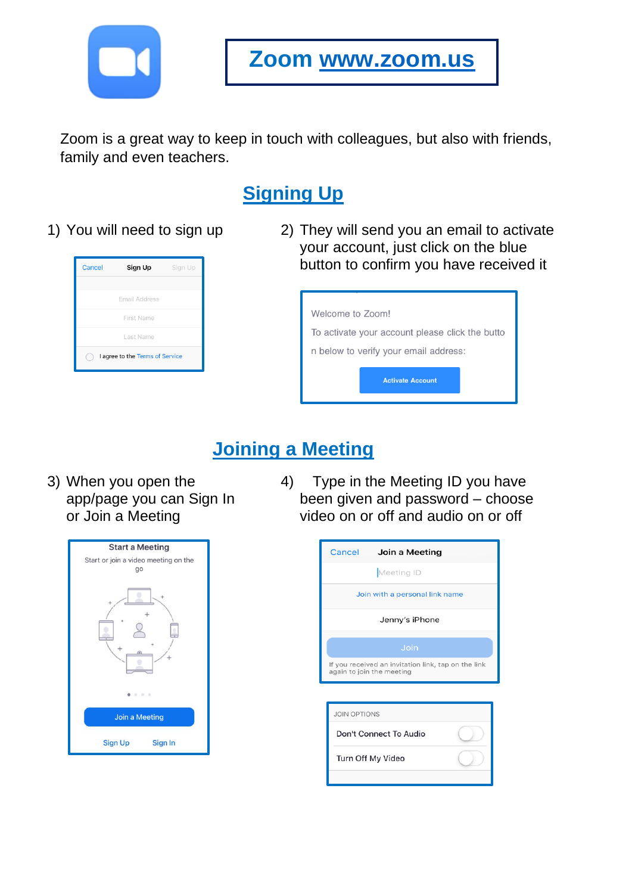# Zoom www.zoom.us

Zoom is a great way to keep in touch with colleagues, but also with friends, family and even teachers.

## Signing Up

1) You will need to sign up

Cancel | Sign Up | Sign Up

Email Address

First Name

Last Name

I agree to the Terms of Service

2) They will send you an email to activate your account, just click on the blue button to confirm you have received it

Welcome to Zoom!

To activate your account please click the butto n below to verify your email address:

Activate Account

## Joining a Meeting

3) When you open the app/page you can Sign In or Join a Meeting

Start a Meeting

Start or join a video meeting on the go

Join a Meeting

Sign Up | Sign In

4) Type in the Meeting ID you have been given and password – choose video on or off and audio on or off

Cancel | Join a Meeting

Meeting ID

Join with a personal link name

Jenny's iPhone

Join

If you received an invitation link, tap on the link again to join the meeting

JOIN OPTIONS

Don't Connect To Audio

Turn Off My Video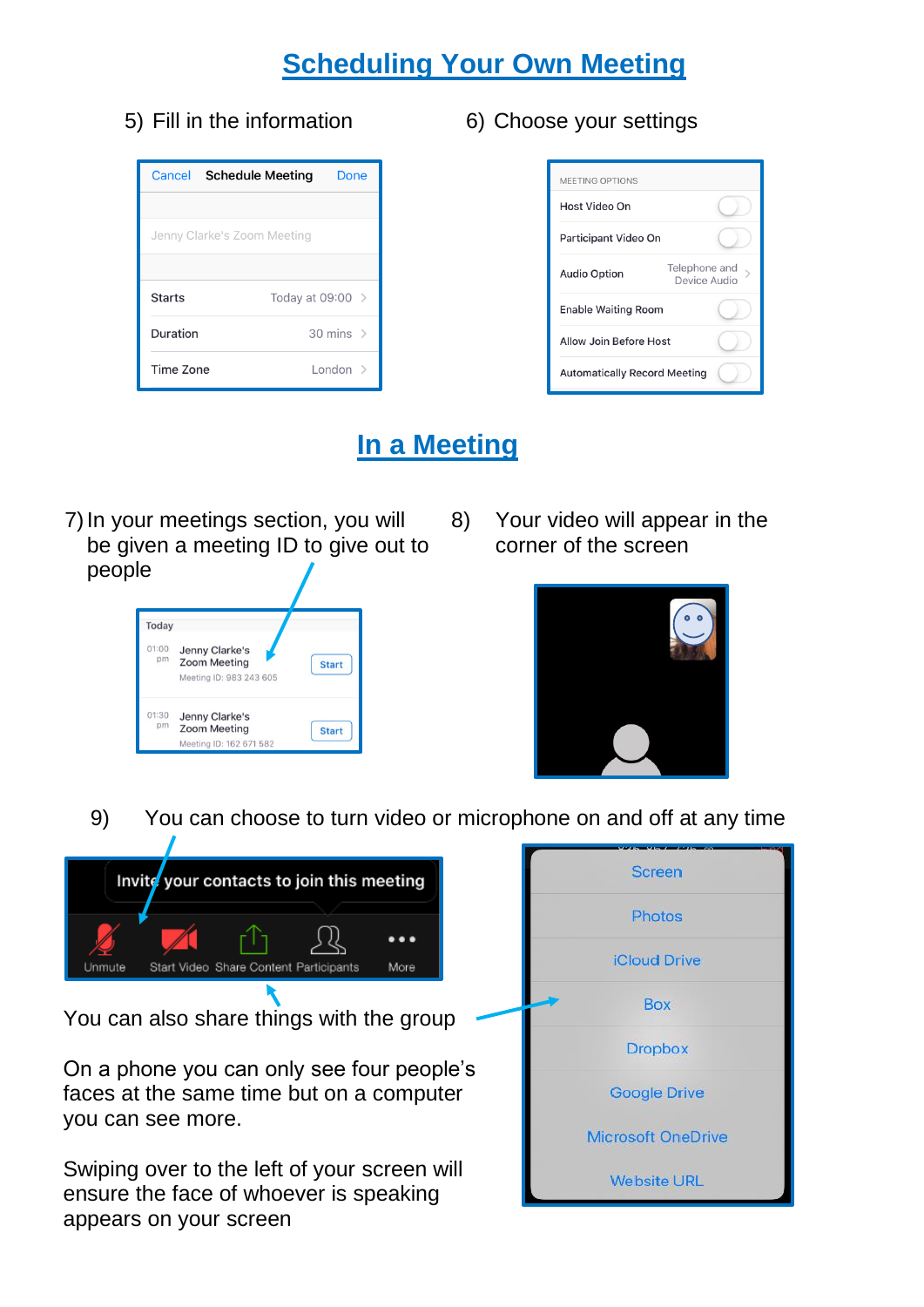# Scheduling Your Own Meeting

5) Fill in the information

Cancel Schedule Meeting Done

Jenny Clarke's Zoom Meeting

Starts Today at 09:00

Duration 30 mins

Time Zone London

6) Choose your settings

MEETING OPTIONS

Host Video On

Participant Video On

Audio Option Telephone and Device Audio

Enable Waiting Room

Allow Join Before Host

Automatically Record Meeting

# In a Meeting

7) In your meetings section, you will be given a meeting ID to give out to people

Today

01:00 pm Jenny Clarke's Zoom Meeting Start
Meeting ID: 983 243 605

01:30 pm Jenny Clarke's Zoom Meeting Start
Meeting ID: 162 671 582

8) Your video will appear in the corner of the screen

9) You can choose to turn video or microphone on and off at any time

Invite your contacts to join this meeting

Unmute Start Video Share Content Participants More

You can also share things with the group

Screen
Photos
iCloud Drive
Box
Dropbox
Google Drive
Microsoft OneDrive
Website URL

On a phone you can only see four people's faces at the same time but on a computer you can see more.

Swiping over to the left of your screen will ensure the face of whoever is speaking appears on your screen